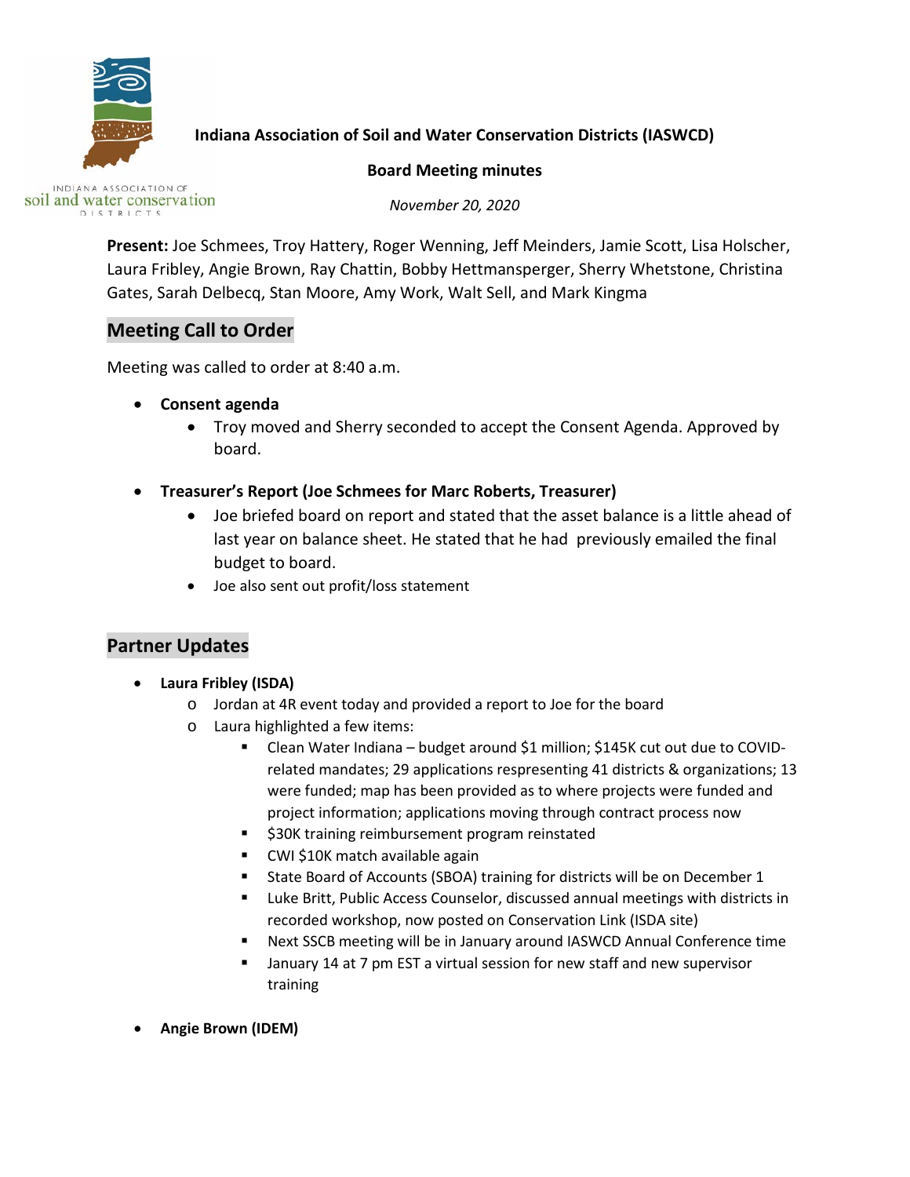**Indiana Association of Soil and Water Conservation Districts (IASWCD)**

**Board Meeting minutes**

*November 20, 2020*

**Present:** Joe Schmees, Troy Hattery, Roger Wenning, Jeff Meinders, Jamie Scott, Lisa Holscher, Laura Fribley, Angie Brown, Ray Chattin, Bobby Hettmansperger, Sherry Whetstone, Christina Gates, Sarah Delbecq, Stan Moore, Amy Work, Walt Sell, and Mark Kingma

## Meeting Call to Order

Meeting was called to order at 8:40 a.m.

- **Consent agenda**
  - Troy moved and Sherry seconded to accept the Consent Agenda. Approved by board.
- **Treasurer's Report (Joe Schmees for Marc Roberts, Treasurer)**
  - Joe briefed board on report and stated that the asset balance is a little ahead of last year on balance sheet. He stated that he had previously emailed the final budget to board.
  - Joe also sent out profit/loss statement

## Partner Updates

- **Laura Fribley (ISDA)**
  - Jordan at 4R event today and provided a report to Joe for the board
  - Laura highlighted a few items:
    - Clean Water Indiana – budget around $1 million; $145K cut out due to COVID-related mandates; 29 applications respresenting 41 districts & organizations; 13 were funded; map has been provided as to where projects were funded and project information; applications moving through contract process now
    - $30K training reimbursement program reinstated
    - CWI $10K match available again
    - State Board of Accounts (SBOA) training for districts will be on December 1
    - Luke Britt, Public Access Counselor, discussed annual meetings with districts in recorded workshop, now posted on Conservation Link (ISDA site)
    - Next SSCB meeting will be in January around IASWCD Annual Conference time
    - January 14 at 7 pm EST a virtual session for new staff and new supervisor training
- **Angie Brown (IDEM)**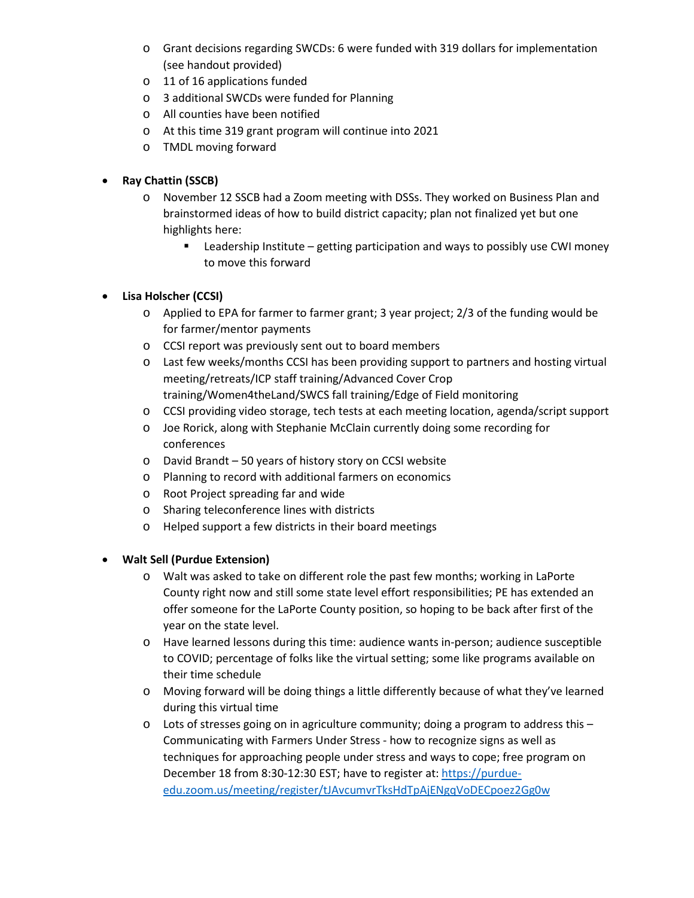- Grant decisions regarding SWCDs: 6 were funded with 319 dollars for implementation (see handout provided)
  - 11 of 16 applications funded
  - 3 additional SWCDs were funded for Planning
  - All counties have been notified
  - At this time 319 grant program will continue into 2021
  - TMDL moving forward

- **Ray Chattin (SSCB)**
  - November 12 SSCB had a Zoom meeting with DSSs. They worked on Business Plan and brainstormed ideas of how to build district capacity; plan not finalized yet but one highlights here:
    - Leadership Institute – getting participation and ways to possibly use CWI money to move this forward

- **Lisa Holscher (CCSI)**
  - Applied to EPA for farmer to farmer grant; 3 year project; 2/3 of the funding would be for farmer/mentor payments
  - CCSI report was previously sent out to board members
  - Last few weeks/months CCSI has been providing support to partners and hosting virtual meeting/retreats/ICP staff training/Advanced Cover Crop training/Women4theLand/SWCS fall training/Edge of Field monitoring
  - CCSI providing video storage, tech tests at each meeting location, agenda/script support
  - Joe Rorick, along with Stephanie McClain currently doing some recording for conferences
  - David Brandt – 50 years of history story on CCSI website
  - Planning to record with additional farmers on economics
  - Root Project spreading far and wide
  - Sharing teleconference lines with districts
  - Helped support a few districts in their board meetings

- **Walt Sell (Purdue Extension)**
  - Walt was asked to take on different role the past few months; working in LaPorte County right now and still some state level effort responsibilities; PE has extended an offer someone for the LaPorte County position, so hoping to be back after first of the year on the state level.
  - Have learned lessons during this time: audience wants in-person; audience susceptible to COVID; percentage of folks like the virtual setting; some like programs available on their time schedule
  - Moving forward will be doing things a little differently because of what they've learned during this virtual time
  - Lots of stresses going on in agriculture community; doing a program to address this – Communicating with Farmers Under Stress - how to recognize signs as well as techniques for approaching people under stress and ways to cope; free program on December 18 from 8:30-12:30 EST; have to register at: https://purdue-edu.zoom.us/meeting/register/tJAvcumvrTksHdTpAjENgqVoDECpoez2Gg0w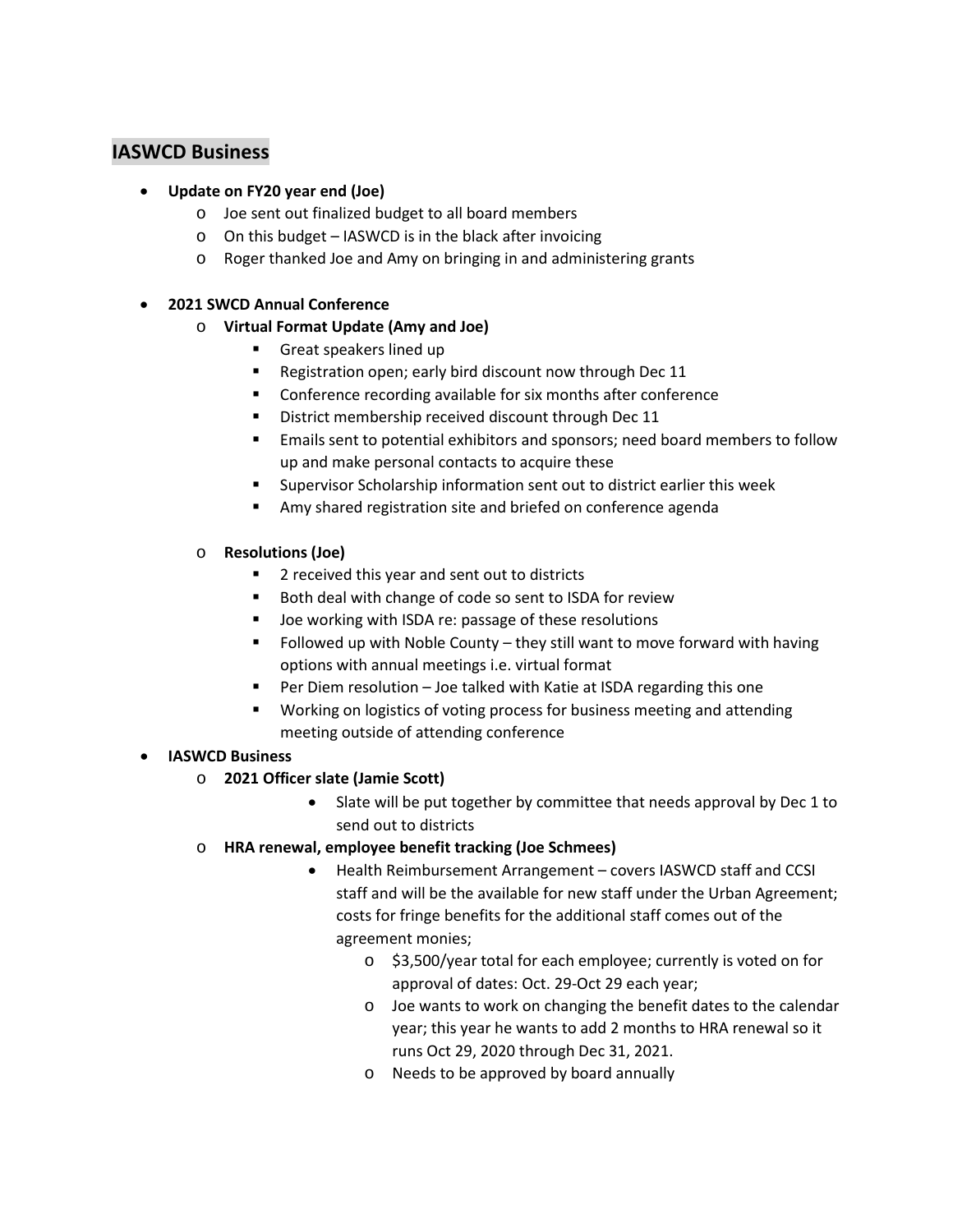## IASWCD Business

- **Update on FY20 year end (Joe)**
  - Joe sent out finalized budget to all board members
  - On this budget – IASWCD is in the black after invoicing
  - Roger thanked Joe and Amy on bringing in and administering grants

- **2021 SWCD Annual Conference**
  - **Virtual Format Update (Amy and Joe)**
    - Great speakers lined up
    - Registration open; early bird discount now through Dec 11
    - Conference recording available for six months after conference
    - District membership received discount through Dec 11
    - Emails sent to potential exhibitors and sponsors; need board members to follow up and make personal contacts to acquire these
    - Supervisor Scholarship information sent out to district earlier this week
    - Amy shared registration site and briefed on conference agenda

  - **Resolutions (Joe)**
    - 2 received this year and sent out to districts
    - Both deal with change of code so sent to ISDA for review
    - Joe working with ISDA re: passage of these resolutions
    - Followed up with Noble County – they still want to move forward with having options with annual meetings i.e. virtual format
    - Per Diem resolution – Joe talked with Katie at ISDA regarding this one
    - Working on logistics of voting process for business meeting and attending meeting outside of attending conference

- **IASWCD Business**
  - **2021 Officer slate (Jamie Scott)**
    - Slate will be put together by committee that needs approval by Dec 1 to send out to districts
  - **HRA renewal, employee benefit tracking (Joe Schmees)**
    - Health Reimbursement Arrangement – covers IASWCD staff and CCSI staff and will be the available for new staff under the Urban Agreement; costs for fringe benefits for the additional staff comes out of the agreement monies;
      - $3,500/year total for each employee; currently is voted on for approval of dates: Oct. 29-Oct 29 each year;
      - Joe wants to work on changing the benefit dates to the calendar year; this year he wants to add 2 months to HRA renewal so it runs Oct 29, 2020 through Dec 31, 2021.
      - Needs to be approved by board annually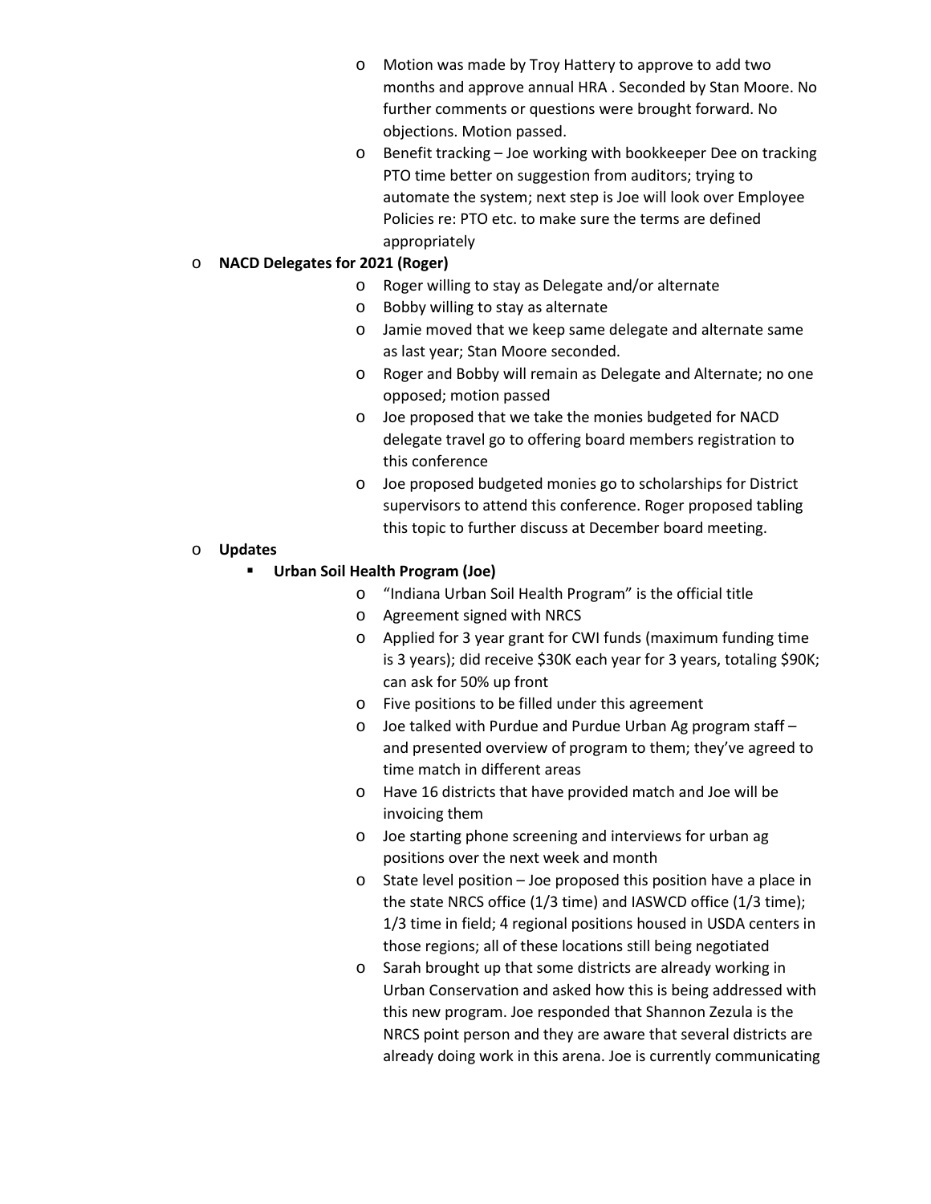- Motion was made by Troy Hattery to approve to add two months and approve annual HRA . Seconded by Stan Moore. No further comments or questions were brought forward. No objections. Motion passed.
- Benefit tracking – Joe working with bookkeeper Dee on tracking PTO time better on suggestion from auditors; trying to automate the system; next step is Joe will look over Employee Policies re: PTO etc. to make sure the terms are defined appropriately

- **NACD Delegates for 2021 (Roger)**
  - Roger willing to stay as Delegate and/or alternate
  - Bobby willing to stay as alternate
  - Jamie moved that we keep same delegate and alternate same as last year; Stan Moore seconded.
  - Roger and Bobby will remain as Delegate and Alternate; no one opposed; motion passed
  - Joe proposed that we take the monies budgeted for NACD delegate travel go to offering board members registration to this conference
  - Joe proposed budgeted monies go to scholarships for District supervisors to attend this conference. Roger proposed tabling this topic to further discuss at December board meeting.

- **Updates**
  - **Urban Soil Health Program (Joe)**
    - "Indiana Urban Soil Health Program" is the official title
    - Agreement signed with NRCS
    - Applied for 3 year grant for CWI funds (maximum funding time is 3 years); did receive $30K each year for 3 years, totaling $90K; can ask for 50% up front
    - Five positions to be filled under this agreement
    - Joe talked with Purdue and Purdue Urban Ag program staff – and presented overview of program to them; they've agreed to time match in different areas
    - Have 16 districts that have provided match and Joe will be invoicing them
    - Joe starting phone screening and interviews for urban ag positions over the next week and month
    - State level position – Joe proposed this position have a place in the state NRCS office (1/3 time) and IASWCD office (1/3 time); 1/3 time in field; 4 regional positions housed in USDA centers in those regions; all of these locations still being negotiated
    - Sarah brought up that some districts are already working in Urban Conservation and asked how this is being addressed with this new program. Joe responded that Shannon Zezula is the NRCS point person and they are aware that several districts are already doing work in this arena. Joe is currently communicating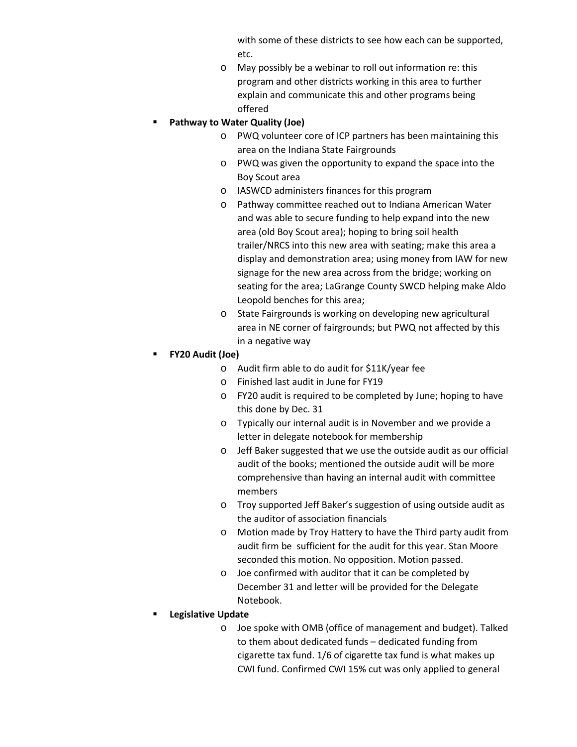with some of these districts to see how each can be supported, etc.
  - May possibly be a webinar to roll out information re: this program and other districts working in this area to further explain and communicate this and other programs being offered

- **Pathway to Water Quality (Joe)**
  - PWQ volunteer core of ICP partners has been maintaining this area on the Indiana State Fairgrounds
  - PWQ was given the opportunity to expand the space into the Boy Scout area
  - IASWCD administers finances for this program
  - Pathway committee reached out to Indiana American Water and was able to secure funding to help expand into the new area (old Boy Scout area); hoping to bring soil health trailer/NRCS into this new area with seating; make this area a display and demonstration area; using money from IAW for new signage for the new area across from the bridge; working on seating for the area; LaGrange County SWCD helping make Aldo Leopold benches for this area;
  - State Fairgrounds is working on developing new agricultural area in NE corner of fairgrounds; but PWQ not affected by this in a negative way

- **FY20 Audit (Joe)**
  - Audit firm able to do audit for $11K/year fee
  - Finished last audit in June for FY19
  - FY20 audit is required to be completed by June; hoping to have this done by Dec. 31
  - Typically our internal audit is in November and we provide a letter in delegate notebook for membership
  - Jeff Baker suggested that we use the outside audit as our official audit of the books; mentioned the outside audit will be more comprehensive than having an internal audit with committee members
  - Troy supported Jeff Baker's suggestion of using outside audit as the auditor of association financials
  - Motion made by Troy Hattery to have the Third party audit from audit firm be sufficient for the audit for this year. Stan Moore seconded this motion. No opposition. Motion passed.
  - Joe confirmed with auditor that it can be completed by December 31 and letter will be provided for the Delegate Notebook.

- **Legislative Update**
  - Joe spoke with OMB (office of management and budget). Talked to them about dedicated funds – dedicated funding from cigarette tax fund. 1/6 of cigarette tax fund is what makes up CWI fund. Confirmed CWI 15% cut was only applied to general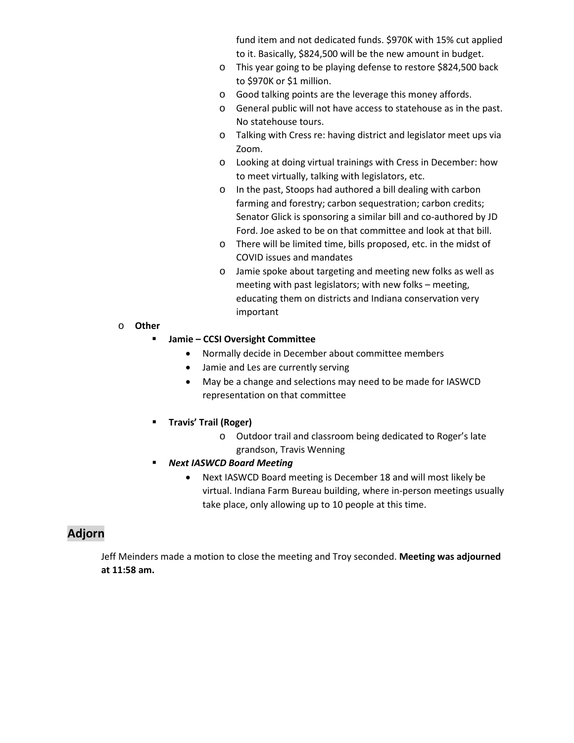fund item and not dedicated funds. $970K with 15% cut applied to it. Basically, $824,500 will be the new amount in budget.
   - This year going to be playing defense to restore $824,500 back to $970K or $1 million.
   - Good talking points are the leverage this money affords.
   - General public will not have access to statehouse as in the past. No statehouse tours.
   - Talking with Cress re: having district and legislator meet ups via Zoom.
   - Looking at doing virtual trainings with Cress in December: how to meet virtually, talking with legislators, etc.
   - In the past, Stoops had authored a bill dealing with carbon farming and forestry; carbon sequestration; carbon credits; Senator Glick is sponsoring a similar bill and co-authored by JD Ford. Joe asked to be on that committee and look at that bill.
   - There will be limited time, bills proposed, etc. in the midst of COVID issues and mandates
   - Jamie spoke about targeting and meeting new folks as well as meeting with past legislators; with new folks – meeting, educating them on districts and Indiana conservation very important

- **Other**
  - **Jamie – CCSI Oversight Committee**
    - Normally decide in December about committee members
    - Jamie and Les are currently serving
    - May be a change and selections may need to be made for IASWCD representation on that committee
  - **Travis' Trail (Roger)**
    - Outdoor trail and classroom being dedicated to Roger's late grandson, Travis Wenning
  - ***Next IASWCD Board Meeting***
    - Next IASWCD Board meeting is December 18 and will most likely be virtual. Indiana Farm Bureau building, where in-person meetings usually take place, only allowing up to 10 people at this time.

## Adjorn

Jeff Meinders made a motion to close the meeting and Troy seconded. **Meeting was adjourned at 11:58 am.**